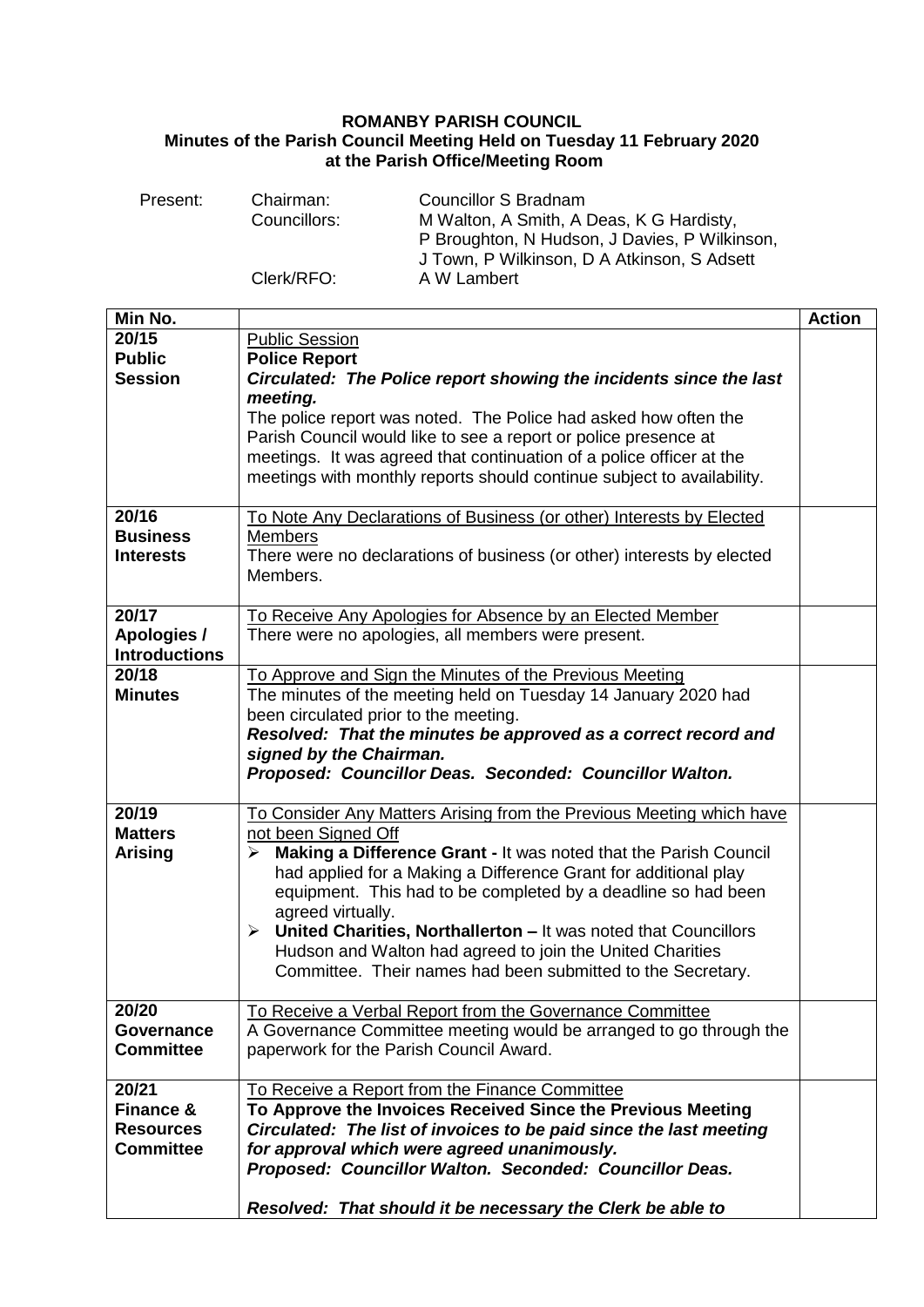**ROMANBY PARISH COUNCIL**
**Minutes of the Parish Council Meeting Held on Tuesday 11 February 2020 at the Parish Office/Meeting Room**

| Present: | Chairman: | Councillor S Bradnam |
|---|---|---|
| | Councillors: | M Walton, A Smith, A Deas, K G Hardisty, P Broughton, N Hudson, J Davies, P Wilkinson, J Town, P Wilkinson, D A Atkinson, S Adsett |
| | Clerk/RFO: | A W Lambert |

| Min No. | | Action |
|---|---|---|
| **20/15 Public Session** | <u>Public Session</u><br>**Police Report**<br>***Circulated: The Police report showing the incidents since the last meeting.***<br>The police report was noted. The Police had asked how often the Parish Council would like to see a report or police presence at meetings. It was agreed that continuation of a police officer at the meetings with monthly reports should continue subject to availability. | |
| **20/16 Business Interests** | <u>To Note Any Declarations of Business (or other) Interests by Elected Members</u><br>There were no declarations of business (or other) interests by elected Members. | |
| **20/17 Apologies / Introductions** | <u>To Receive Any Apologies for Absence by an Elected Member</u><br>There were no apologies, all members were present. | |
| **20/18 Minutes** | <u>To Approve and Sign the Minutes of the Previous Meeting</u><br>The minutes of the meeting held on Tuesday 14 January 2020 had been circulated prior to the meeting.<br>***Resolved: That the minutes be approved as a correct record and signed by the Chairman.***<br>***Proposed: Councillor Deas. Seconded: Councillor Walton.*** | |
| **20/19 Matters Arising** | <u>To Consider Any Matters Arising from the Previous Meeting which have not been Signed Off</u><br>➢ **Making a Difference Grant -** It was noted that the Parish Council had applied for a Making a Difference Grant for additional play equipment. This had to be completed by a deadline so had been agreed virtually.<br>➢ **United Charities, Northallerton –** It was noted that Councillors Hudson and Walton had agreed to join the United Charities Committee. Their names had been submitted to the Secretary. | |
| **20/20 Governance Committee** | <u>To Receive a Verbal Report from the Governance Committee</u><br>A Governance Committee meeting would be arranged to go through the paperwork for the Parish Council Award. | |
| **20/21 Finance & Resources Committee** | <u>To Receive a Report from the Finance Committee</u><br>**To Approve the Invoices Received Since the Previous Meeting**<br>***Circulated: The list of invoices to be paid since the last meeting for approval which were agreed unanimously.***<br>***Proposed: Councillor Walton. Seconded: Councillor Deas.***<br><br>***Resolved: That should it be necessary the Clerk be able to*** | |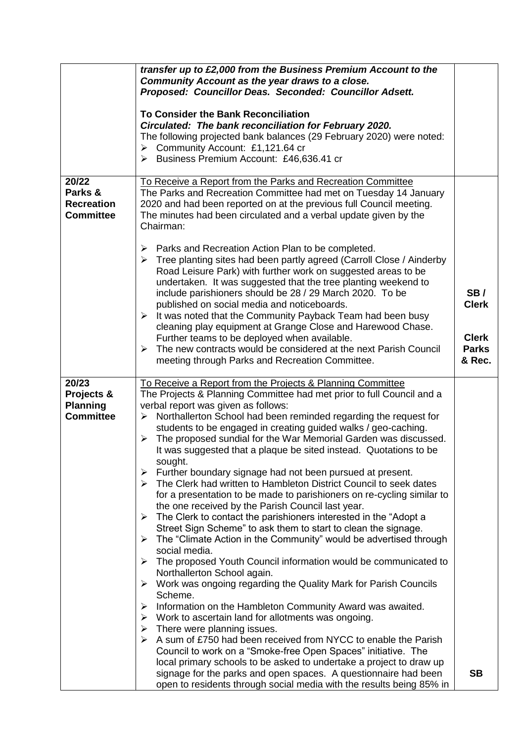| | | |
|---|---|---|
| | ***transfer up to £2,000 from the Business Premium Account to the Community Account as the year draws to a close.***<br>***Proposed: Councillor Deas. Seconded: Councillor Adsett.***<br><br>**To Consider the Bank Reconciliation**<br>***Circulated: The bank reconciliation for February 2020.***<br>The following projected bank balances (29 February 2020) were noted:<br>➢ Community Account: £1,121.64 cr<br>➢ Business Premium Account: £46,636.41 cr | |
| **20/22**<br>**Parks & Recreation Committee** | To Receive a Report from the Parks and Recreation Committee<br>The Parks and Recreation Committee had met on Tuesday 14 January 2020 and had been reported on at the previous full Council meeting. The minutes had been circulated and a verbal update given by the Chairman:<br><br>➢ Parks and Recreation Action Plan to be completed.<br>➢ Tree planting sites had been partly agreed (Carroll Close / Ainderby Road Leisure Park) with further work on suggested areas to be undertaken. It was suggested that the tree planting weekend to include parishioners should be 28 / 29 March 2020. To be published on social media and noticeboards.<br>➢ It was noted that the Community Payback Team had been busy cleaning play equipment at Grange Close and Harewood Chase. Further teams to be deployed when available.<br>➢ The new contracts would be considered at the next Parish Council meeting through Parks and Recreation Committee. | **SB / Clerk**<br><br>**Clerk**<br>**Parks & Rec.** |
| **20/23**<br>**Projects & Planning Committee** | To Receive a Report from the Projects & Planning Committee<br>The Projects & Planning Committee had met prior to full Council and a verbal report was given as follows:<br>➢ Northallerton School had been reminded regarding the request for students to be engaged in creating guided walks / geo-caching.<br>➢ The proposed sundial for the War Memorial Garden was discussed. It was suggested that a plaque be sited instead. Quotations to be sought.<br>➢ Further boundary signage had not been pursued at present.<br>➢ The Clerk had written to Hambleton District Council to seek dates for a presentation to be made to parishioners on re-cycling similar to the one received by the Parish Council last year.<br>➢ The Clerk to contact the parishioners interested in the "Adopt a Street Sign Scheme" to ask them to start to clean the signage.<br>➢ The "Climate Action in the Community" would be advertised through social media.<br>➢ The proposed Youth Council information would be communicated to Northallerton School again.<br>➢ Work was ongoing regarding the Quality Mark for Parish Councils Scheme.<br>➢ Information on the Hambleton Community Award was awaited.<br>➢ Work to ascertain land for allotments was ongoing.<br>➢ There were planning issues.<br>➢ A sum of £750 had been received from NYCC to enable the Parish Council to work on a "Smoke-free Open Spaces" initiative. The local primary schools to be asked to undertake a project to draw up signage for the parks and open spaces. A questionnaire had been open to residents through social media with the results being 85% in | **SB** |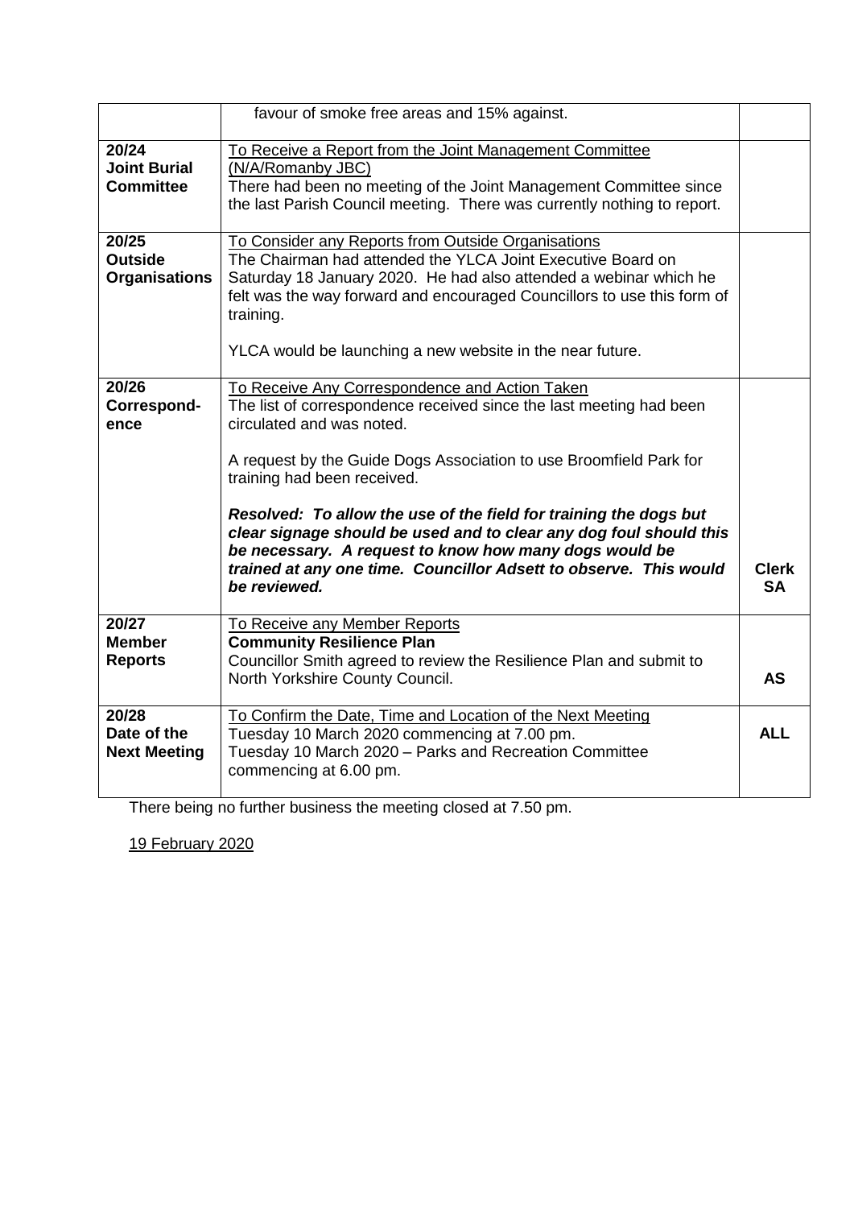| | | |
|---|---|---|
| | favour of smoke free areas and 15% against. | |
| **20/24 Joint Burial Committee** | To Receive a Report from the Joint Management Committee (N/A/Romanby JBC)<br>There had been no meeting of the Joint Management Committee since the last Parish Council meeting. There was currently nothing to report. | |
| **20/25 Outside Organisations** | To Consider any Reports from Outside Organisations<br>The Chairman had attended the YLCA Joint Executive Board on Saturday 18 January 2020. He had also attended a webinar which he felt was the way forward and encouraged Councillors to use this form of training.<br><br>YLCA would be launching a new website in the near future. | |
| **20/26 Correspond-ence** | To Receive Any Correspondence and Action Taken<br>The list of correspondence received since the last meeting had been circulated and was noted.<br><br>A request by the Guide Dogs Association to use Broomfield Park for training had been received.<br><br>***Resolved: To allow the use of the field for training the dogs but clear signage should be used and to clear any dog foul should this be necessary. A request to know how many dogs would be trained at any one time. Councillor Adsett to observe. This would be reviewed.*** | **Clerk SA** |
| **20/27 Member Reports** | To Receive any Member Reports<br>**Community Resilience Plan**<br>Councillor Smith agreed to review the Resilience Plan and submit to North Yorkshire County Council. | **AS** |
| **20/28 Date of the Next Meeting** | To Confirm the Date, Time and Location of the Next Meeting<br>Tuesday 10 March 2020 commencing at 7.00 pm.<br>Tuesday 10 March 2020 – Parks and Recreation Committee commencing at 6.00 pm. | **ALL** |

There being no further business the meeting closed at 7.50 pm.

19 February 2020